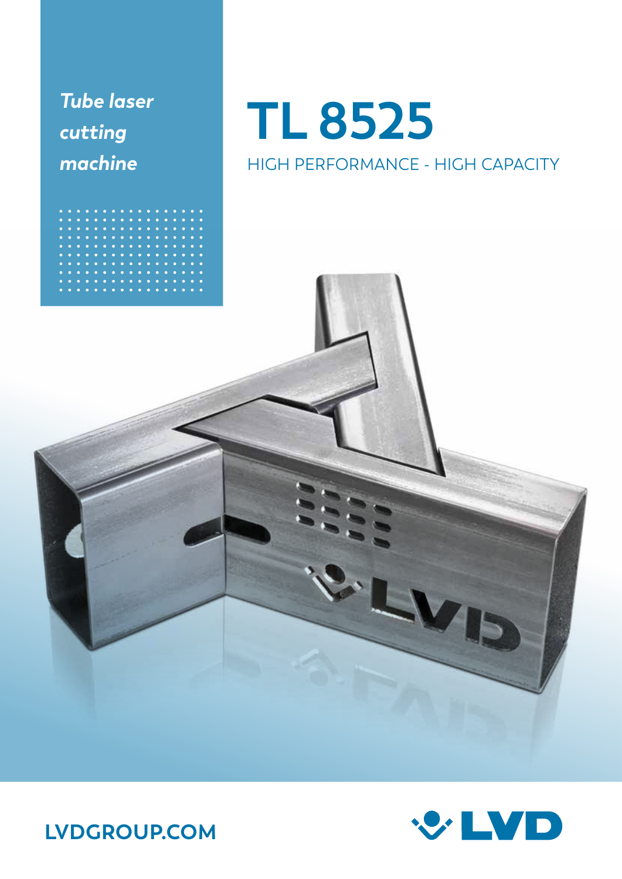*Tube laser cutting machine*

# TL 8525

HIGH PERFORMANCE - HIGH CAPACITY

LVDGROUP.COM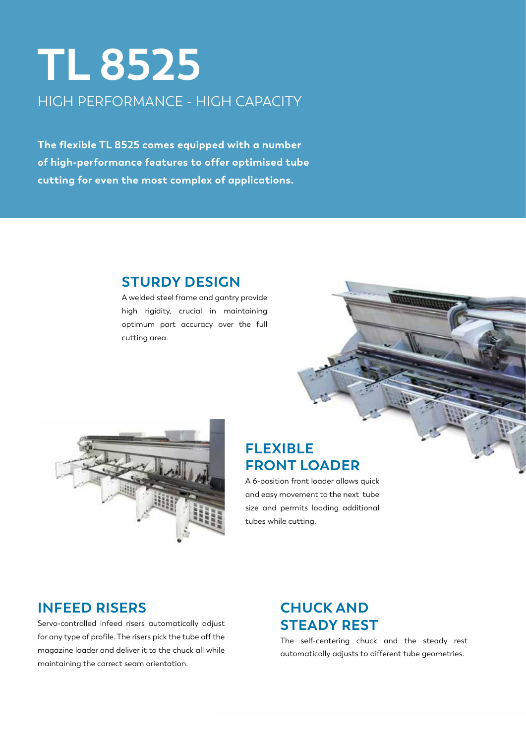# TL 8525

HIGH PERFORMANCE - HIGH CAPACITY

**The flexible TL 8525 comes equipped with a number of high-performance features to offer optimised tube cutting for even the most complex of applications.**

## STURDY DESIGN

A welded steel frame and gantry provide high rigidity, crucial in maintaining optimum part accuracy over the full cutting area.

## FLEXIBLE FRONT LOADER

A 6-position front loader allows quick and easy movement to the next tube size and permits loading additional tubes while cutting.

## INFEED RISERS

Servo-controlled infeed risers automatically adjust for any type of profile. The risers pick the tube off the magazine loader and deliver it to the chuck all while maintaining the correct seam orientation.

## CHUCK AND STEADY REST

The self-centering chuck and the steady rest automatically adjusts to different tube geometries.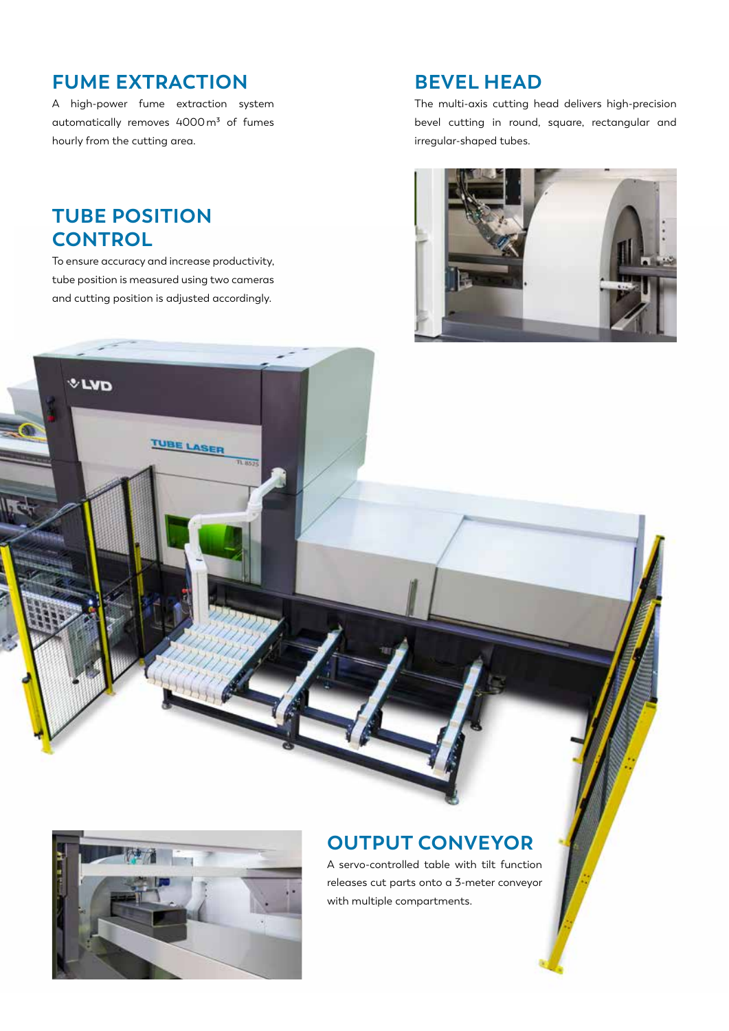## FUME EXTRACTION

A high-power fume extraction system automatically removes 4000 $m^3$ of fumes hourly from the cutting area.

## TUBE POSITION CONTROL

To ensure accuracy and increase productivity, tube position is measured using two cameras and cutting position is adjusted accordingly.

## BEVEL HEAD

The multi-axis cutting head delivers high-precision bevel cutting in round, square, rectangular and irregular-shaped tubes.

## OUTPUT CONVEYOR

A servo-controlled table with tilt function releases cut parts onto a 3-meter conveyor with multiple compartments.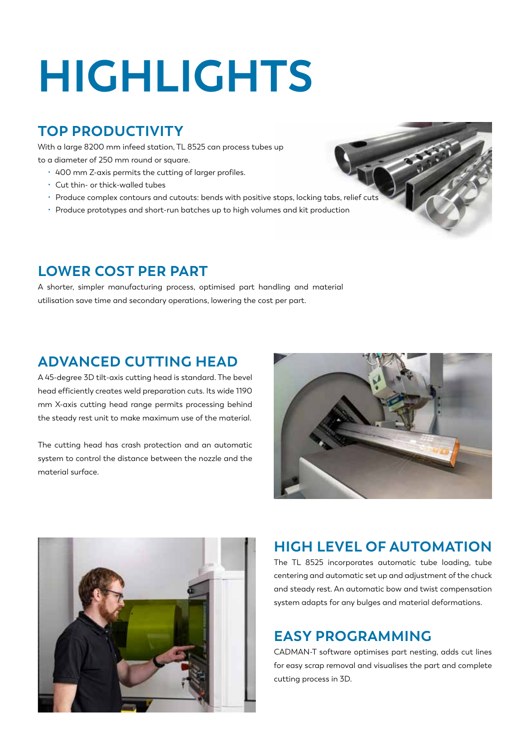# HIGHLIGHTS

## TOP PRODUCTIVITY

With a large 8200 mm infeed station, TL 8525 can process tubes up to a diameter of 250 mm round or square.

- 400 mm Z-axis permits the cutting of larger profiles.
- Cut thin- or thick-walled tubes
- Produce complex contours and cutouts: bends with positive stops, locking tabs, relief cuts
- Produce prototypes and short-run batches up to high volumes and kit production

## LOWER COST PER PART

A shorter, simpler manufacturing process, optimised part handling and material utilisation save time and secondary operations, lowering the cost per part.

## ADVANCED CUTTING HEAD

A 45-degree 3D tilt-axis cutting head is standard. The bevel head efficiently creates weld preparation cuts. Its wide 1190 mm X-axis cutting head range permits processing behind the steady rest unit to make maximum use of the material.

The cutting head has crash protection and an automatic system to control the distance between the nozzle and the material surface.

## HIGH LEVEL OF AUTOMATION

The TL 8525 incorporates automatic tube loading, tube centering and automatic set up and adjustment of the chuck and steady rest. An automatic bow and twist compensation system adapts for any bulges and material deformations.

## EASY PROGRAMMING

CADMAN-T software optimises part nesting, adds cut lines for easy scrap removal and visualises the part and complete cutting process in 3D.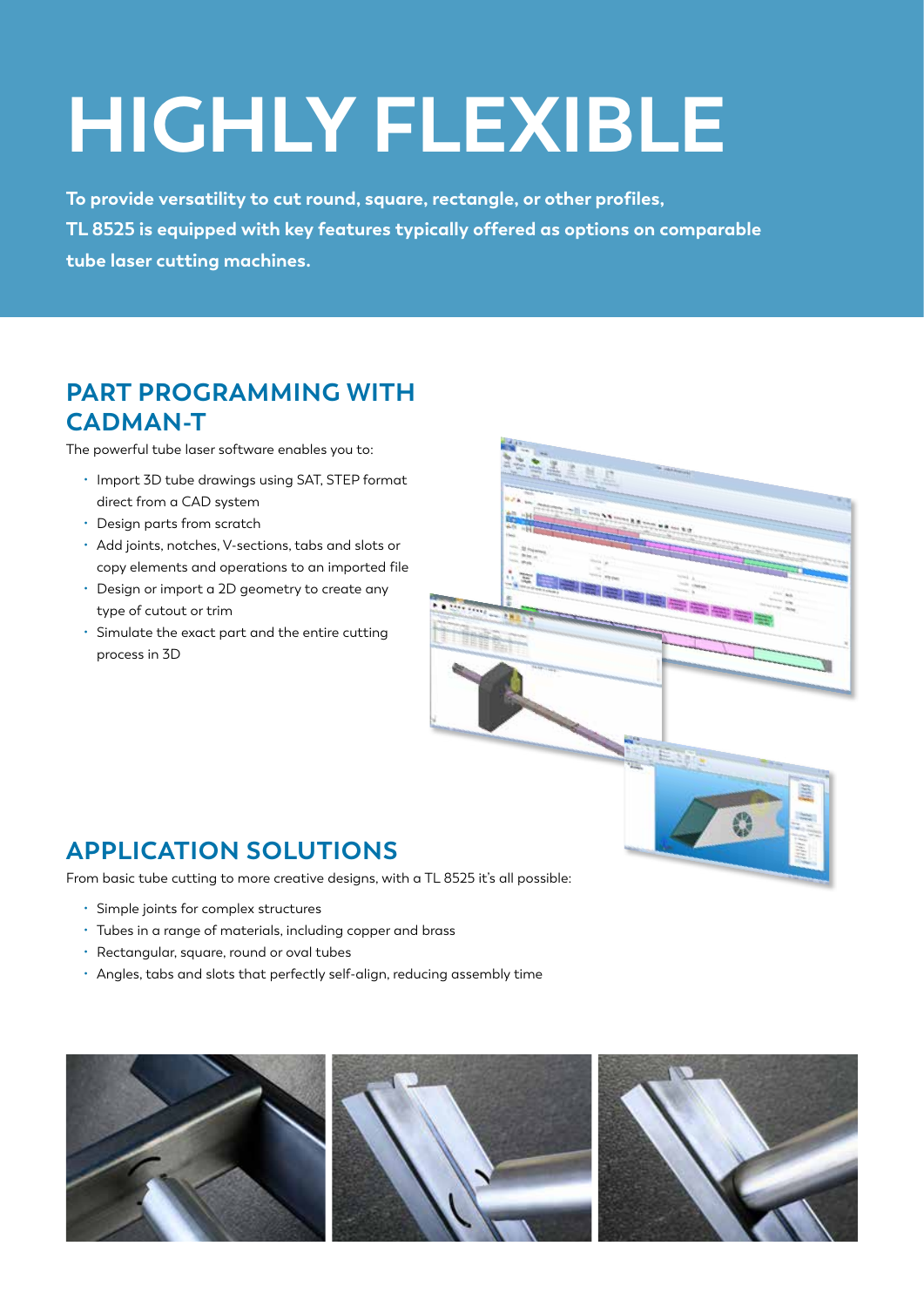# HIGHLY FLEXIBLE

**To provide versatility to cut round, square, rectangle, or other profiles, TL 8525 is equipped with key features typically offered as options on comparable tube laser cutting machines.**

## PART PROGRAMMING WITH CADMAN-T

The powerful tube laser software enables you to:

- Import 3D tube drawings using SAT, STEP format direct from a CAD system
- Design parts from scratch
- Add joints, notches, V-sections, tabs and slots or copy elements and operations to an imported file
- Design or import a 2D geometry to create any type of cutout or trim
- Simulate the exact part and the entire cutting process in 3D

## APPLICATION SOLUTIONS

From basic tube cutting to more creative designs, with a TL 8525 it's all possible:

- Simple joints for complex structures
- Tubes in a range of materials, including copper and brass
- Rectangular, square, round or oval tubes
- Angles, tabs and slots that perfectly self-align, reducing assembly time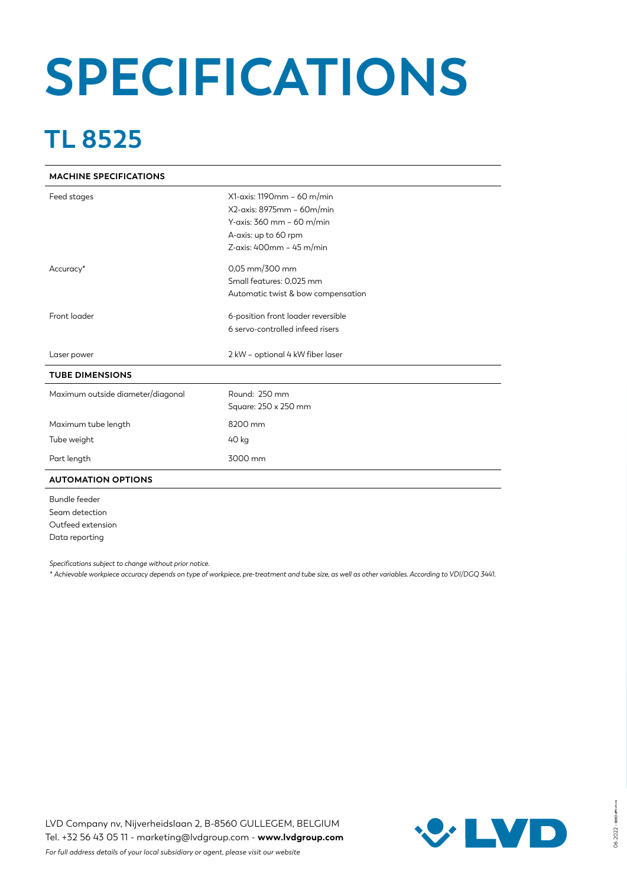# SPECIFICATIONS

## TL 8525

| MACHINE SPECIFICATIONS | |
|---|---|
| Feed stages | X1-axis: 1190mm – 60 m/min<br>X2-axis: 8975mm – 60m/min<br>Y-axis: 360 mm – 60 m/min<br>A-axis: up to 60 rpm<br>Z-axis: 400mm – 45 m/min |
| Accuracy* | 0,05 mm/300 mm<br>Small features: 0,025 mm<br>Automatic twist & bow compensation |
| Front loader | 6-position front loader reversible<br>6 servo-controlled infeed risers |
| Laser power | 2 kW – optional 4 kW fiber laser |
| **TUBE DIMENSIONS** | |
| Maximum outside diameter/diagonal | Round: 250 mm<br>Square: 250 x 250 mm |
| Maximum tube length | 8200 mm |
| Tube weight | 40 kg |
| Part length | 3000 mm |

**AUTOMATION OPTIONS**

Bundle feeder
Seam detection
Outfeed extension
Data reporting

*Specifications subject to change without prior notice.*

*\* Achievable workpiece accuracy depends on type of workpiece, pre-treatment and tube size, as well as other variables. According to VDI/DGQ 3441.*

LVD Company nv, Nijverheidslaan 2, B-8560 GULLEGEM, BELGIUM
Tel. +32 56 43 05 11 - marketing@lvdgroup.com - **www.lvdgroup.com**

*For full address details of your local subsidiary or agent, please visit our website*